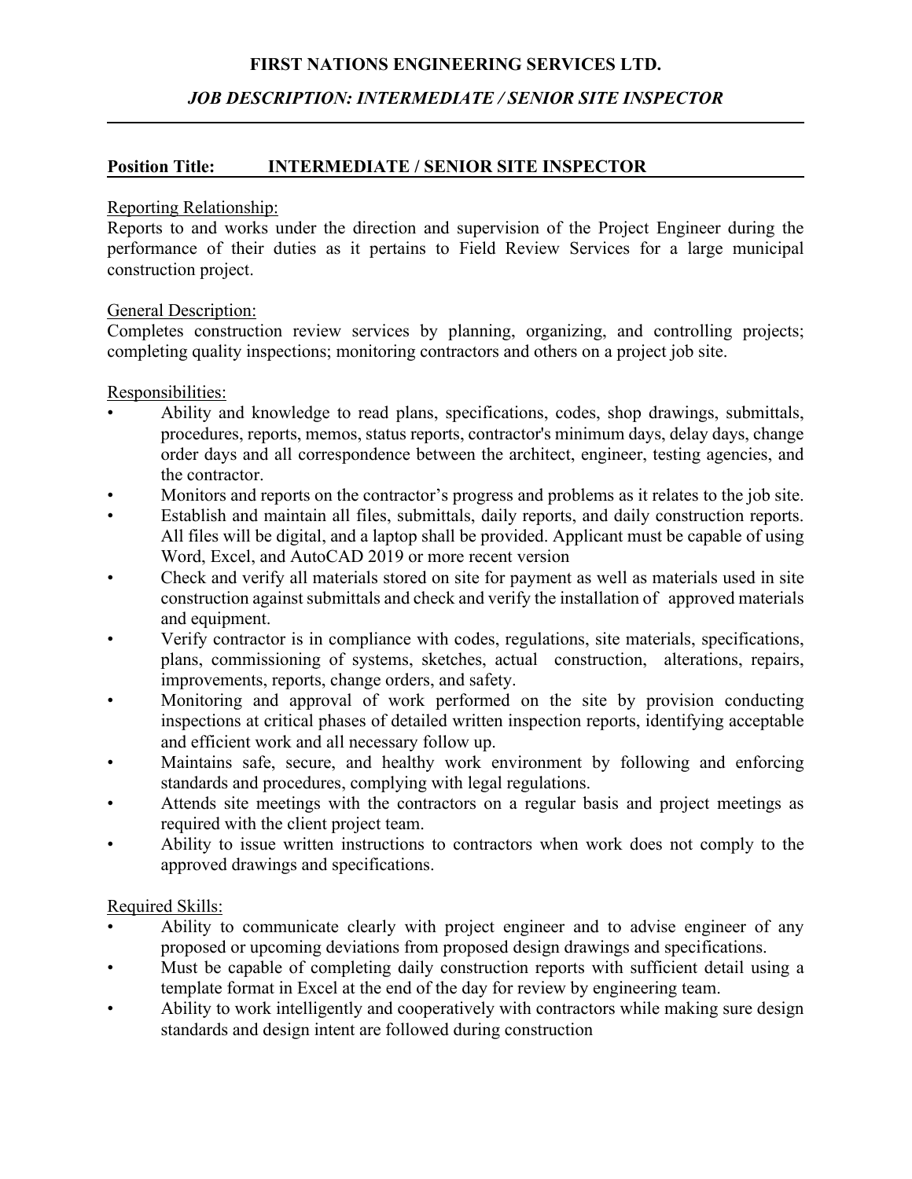# FIRST NATIONS ENGINEERING SERVICES LTD.

## *JOB DESCRIPTION: INTERMEDIATE / SENIOR SITE INSPECTOR*

**Position Title: INTERMEDIATE / SENIOR SITE INSPECTOR**

Reporting Relationship:
Reports to and works under the direction and supervision of the Project Engineer during the performance of their duties as it pertains to Field Review Services for a large municipal construction project.

General Description:
Completes construction review services by planning, organizing, and controlling projects; completing quality inspections; monitoring contractors and others on a project job site.

Responsibilities:

- Ability and knowledge to read plans, specifications, codes, shop drawings, submittals, procedures, reports, memos, status reports, contractor's minimum days, delay days, change order days and all correspondence between the architect, engineer, testing agencies, and the contractor.
- Monitors and reports on the contractor's progress and problems as it relates to the job site.
- Establish and maintain all files, submittals, daily reports, and daily construction reports. All files will be digital, and a laptop shall be provided. Applicant must be capable of using Word, Excel, and AutoCAD 2019 or more recent version
- Check and verify all materials stored on site for payment as well as materials used in site construction against submittals and check and verify the installation of approved materials and equipment.
- Verify contractor is in compliance with codes, regulations, site materials, specifications, plans, commissioning of systems, sketches, actual construction, alterations, repairs, improvements, reports, change orders, and safety.
- Monitoring and approval of work performed on the site by provision conducting inspections at critical phases of detailed written inspection reports, identifying acceptable and efficient work and all necessary follow up.
- Maintains safe, secure, and healthy work environment by following and enforcing standards and procedures, complying with legal regulations.
- Attends site meetings with the contractors on a regular basis and project meetings as required with the client project team.
- Ability to issue written instructions to contractors when work does not comply to the approved drawings and specifications.

Required Skills:

- Ability to communicate clearly with project engineer and to advise engineer of any proposed or upcoming deviations from proposed design drawings and specifications.
- Must be capable of completing daily construction reports with sufficient detail using a template format in Excel at the end of the day for review by engineering team.
- Ability to work intelligently and cooperatively with contractors while making sure design standards and design intent are followed during construction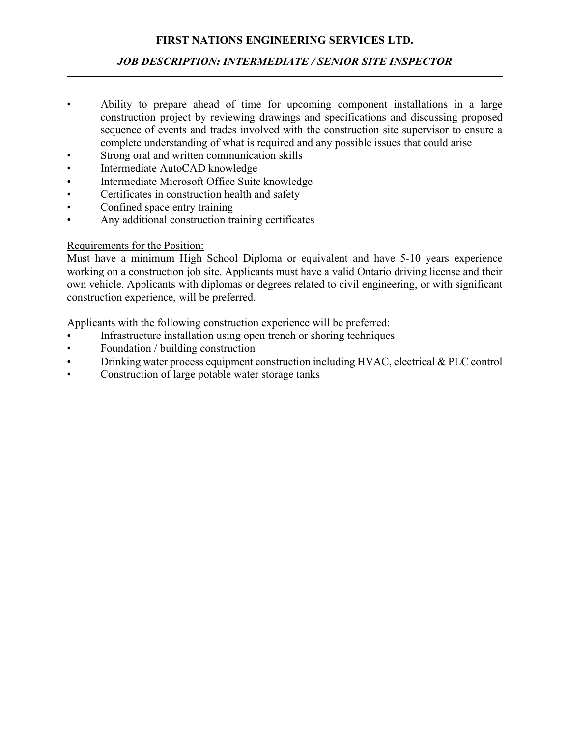- Ability to prepare ahead of time for upcoming component installations in a large construction project by reviewing drawings and specifications and discussing proposed sequence of events and trades involved with the construction site supervisor to ensure a complete understanding of what is required and any possible issues that could arise
- Strong oral and written communication skills
- Intermediate AutoCAD knowledge
- Intermediate Microsoft Office Suite knowledge
- Certificates in construction health and safety
- Confined space entry training
- Any additional construction training certificates

<u>Requirements for the Position:</u>
Must have a minimum High School Diploma or equivalent and have 5-10 years experience working on a construction job site. Applicants must have a valid Ontario driving license and their own vehicle. Applicants with diplomas or degrees related to civil engineering, or with significant construction experience, will be preferred.

Applicants with the following construction experience will be preferred:

- Infrastructure installation using open trench or shoring techniques
- Foundation / building construction
- Drinking water process equipment construction including HVAC, electrical & PLC control
- Construction of large potable water storage tanks